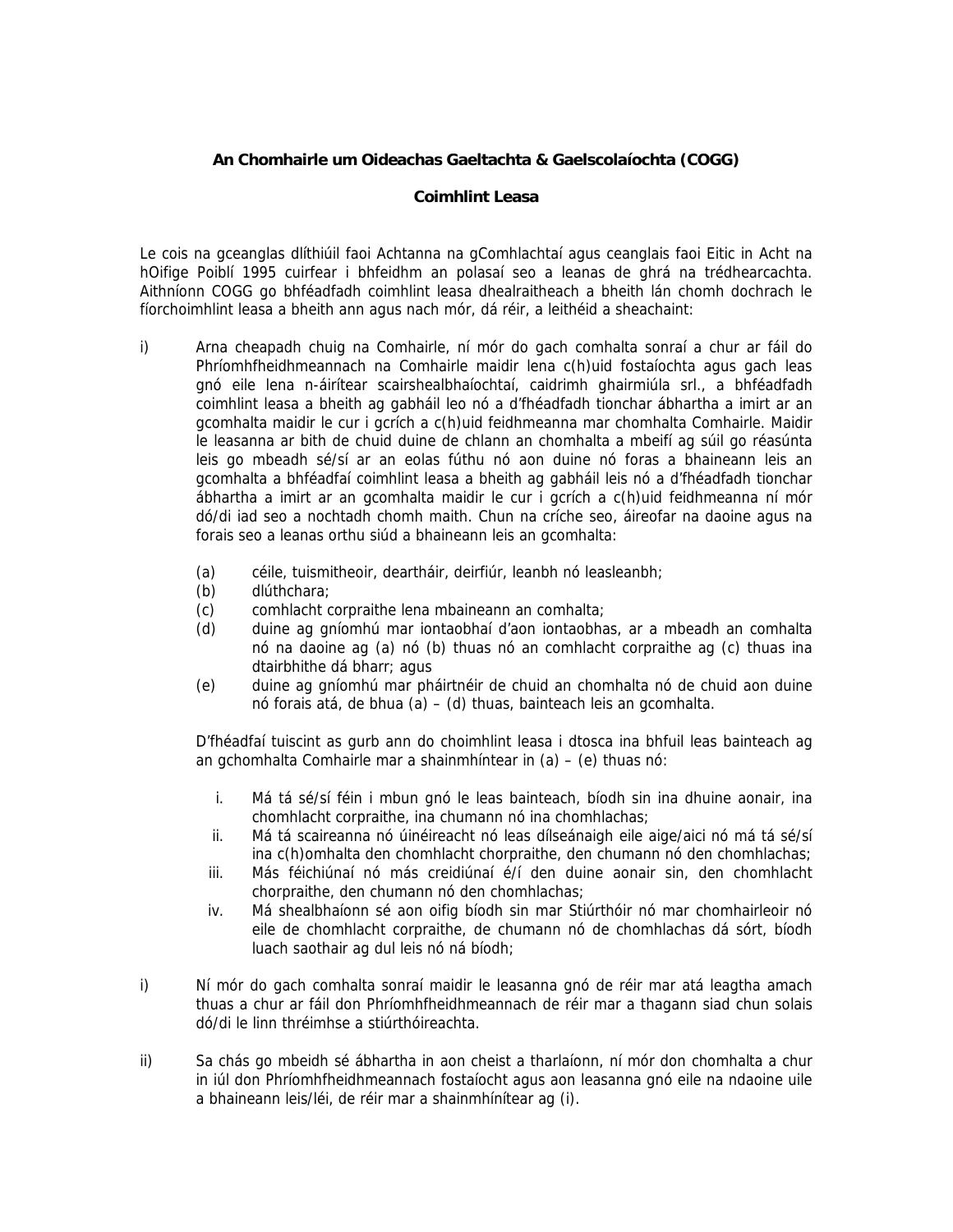**An Chomhairle um Oideachas Gaeltachta & Gaelscolaíochta (COGG)**

**Coimhlint Leasa**

Le cois na gceanglas dlíthiúil faoi Achtanna na gComhlachtaí agus ceanglais faoi Eitic in Acht na hOifige Poiblí 1995 cuirfear i bhfeidhm an polasaí seo a leanas de ghrá na trédhearcachta. Aithníonn COGG go bhféadfadh coimhlint leasa dhealraitheach a bheith lán chomh dochrach le fíorchoimhlint leasa a bheith ann agus nach mór, dá réir, a leithéid a sheachaint:

i) Arna cheapadh chuig na Comhairle, ní mór do gach comhalta sonraí a chur ar fáil do Phríomhfheidhmeannach na Comhairle maidir lena c(h)uid fostaíochta agus gach leas gnó eile lena n-áirítear scairshealbhaíochtaí, caidrimh ghairmiúla srl., a bhféadfadh coimhlint leasa a bheith ag gabháil leo nó a d'fhéadfadh tionchar ábhartha a imirt ar an gcomhalta maidir le cur i gcrích a c(h)uid feidhmeanna mar chomhalta Comhairle. Maidir le leasanna ar bith de chuid duine de chlann an chomhalta a mbeifí ag súil go réasúnta leis go mbeadh sé/sí ar an eolas fúthu nó aon duine nó foras a bhaineann leis an gcomhalta a bhféadfaí coimhlint leasa a bheith ag gabháil leis nó a d'fhéadfadh tionchar ábhartha a imirt ar an gcomhalta maidir le cur i gcrích a c(h)uid feidhmeanna ní mór dó/di iad seo a nochtadh chomh maith. Chun na críche seo, áireofar na daoine agus na forais seo a leanas orthu siúd a bhaineann leis an gcomhalta:

   (a) céile, tuismitheoir, deartháir, deirfiúr, leanbh nó leasleanbh;
   (b) dlúthchara;
   (c) comhlacht corpraithe lena mbaineann an comhalta;
   (d) duine ag gníomhú mar iontaobhaí d'aon iontaobhas, ar a mbeadh an comhalta nó na daoine ag (a) nó (b) thuas nó an comhlacht corpraithe ag (c) thuas ina dtairbhithe dá bharr; agus
   (e) duine ag gníomhú mar pháirtnéir de chuid an chomhalta nó de chuid aon duine nó forais atá, de bhua (a) – (d) thuas, bainteach leis an gcomhalta.

   D'fhéadfaí tuiscint as gurb ann do choimhlint leasa i dtosca ina bhfuil leas bainteach ag an gchomhalta Comhairle mar a shainmhíntear in (a) – (e) thuas nó:

   i. Má tá sé/sí féin i mbun gnó le leas bainteach, bíodh sin ina dhuine aonair, ina chomhlacht corpraithe, ina chumann nó ina chomhlachas;
   ii. Má tá scaireanna nó úinéireacht nó leas dílseánaigh eile aige/aici nó má tá sé/sí ina c(h)omhalta den chomhlacht chorpraithe, den chumann nó den chomhlachas;
   iii. Más féichiúnaí nó más creidiúnaí é/í den duine aonair sin, den chomhlacht chorpraithe, den chumann nó den chomhlachas;
   iv. Má shealbhaíonn sé aon oifig bíodh sin mar Stiúrthóir nó mar chomhairleoir nó eile de chomhlacht corpraithe, de chumann nó de chomhlachas dá sórt, bíodh luach saothair ag dul leis nó ná bíodh;

i) Ní mór do gach comhalta sonraí maidir le leasanna gnó de réir mar atá leagtha amach thuas a chur ar fáil don Phríomhfheidhmeannach de réir mar a thagann siad chun solais dó/di le linn thréimhse a stiúrthóireachta.

ii) Sa chás go mbeidh sé ábhartha in aon cheist a tharlaíonn, ní mór don chomhalta a chur in iúl don Phríomhfheidhmeannach fostaíocht agus aon leasanna gnó eile na ndaoine uile a bhaineann leis/léi, de réir mar a shainmhínítear ag (i).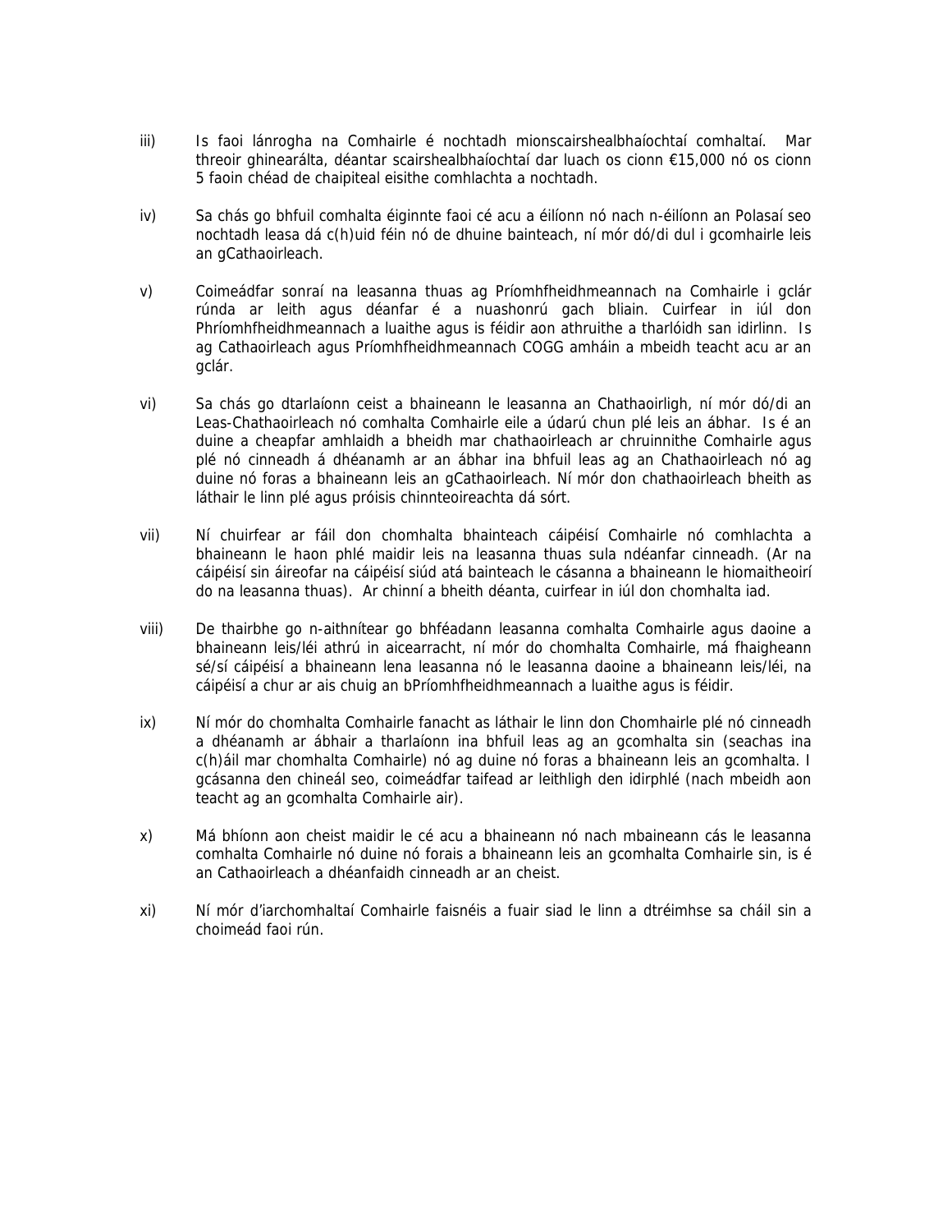iii) Is faoi lánrogha na Comhairle é nochtadh mionscairshealbhaíochtaí comhaltaí. Mar threoir ghinearálta, déantar scairshealbhaíochtaí dar luach os cionn €15,000 nó os cionn 5 faoin chéad de chaipiteal eisithe comhlachta a nochtadh.

iv) Sa chás go bhfuil comhalta éiginnte faoi cé acu a éilíonn nó nach n-éilíonn an Polasaí seo nochtadh leasa dá c(h)uid féin nó de dhuine bainteach, ní mór dó/di dul i gcomhairle leis an gCathaoirleach.

v) Coimeádfar sonraí na leasanna thuas ag Príomhfheidhmeannach na Comhairle i gclár rúnda ar leith agus déanfar é a nuashonrú gach bliain. Cuirfear in iúl don Phríomhfheidhmeannach a luaithe agus is féidir aon athruithe a tharlóidh san idirlinn. Is ag Cathaoirleach agus Príomhfheidhmeannach COGG amháin a mbeidh teacht acu ar an gclár.

vi) Sa chás go dtarlaíonn ceist a bhaineann le leasanna an Chathaoirligh, ní mór dó/di an Leas-Chathaoirleach nó comhalta Comhairle eile a údarú chun plé leis an ábhar. Is é an duine a cheapfar amhlaidh a bheidh mar chathaoirleach ar chruinnithe Comhairle agus plé nó cinneadh á dhéanamh ar an ábhar ina bhfuil leas ag an Chathaoirleach nó ag duine nó foras a bhaineann leis an gCathaoirleach. Ní mór don chathaoirleach bheith as láthair le linn plé agus próisis chinnteoireachta dá sórt.

vii) Ní chuirfear ar fáil don chomhalta bhainteach cáipéisí Comhairle nó comhlachta a bhaineann le haon phlé maidir leis na leasanna thuas sula ndéanfar cinneadh. (Ar na cáipéisí sin áireofar na cáipéisí siúd atá bainteach le cásanna a bhaineann le hiomaitheoirí do na leasanna thuas). Ar chinní a bheith déanta, cuirfear in iúl don chomhalta iad.

viii) De thairbhe go n-aithnítear go bhféadann leasanna comhalta Comhairle agus daoine a bhaineann leis/léi athrú in aicearracht, ní mór do chomhalta Comhairle, má fhaigheann sé/sí cáipéisí a bhaineann lena leasanna nó le leasanna daoine a bhaineann leis/léi, na cáipéisí a chur ar ais chuig an bPríomhfheidhmeannach a luaithe agus is féidir.

ix) Ní mór do chomhalta Comhairle fanacht as láthair le linn don Chomhairle plé nó cinneadh a dhéanamh ar ábhair a tharlaíonn ina bhfuil leas ag an gcomhalta sin (seachas ina c(h)áil mar chomhalta Comhairle) nó ag duine nó foras a bhaineann leis an gcomhalta. I gcásanna den chineál seo, coimeádfar taifead ar leithligh den idirphlé (nach mbeidh aon teacht ag an gcomhalta Comhairle air).

x) Má bhíonn aon cheist maidir le cé acu a bhaineann nó nach mbaineann cás le leasanna comhalta Comhairle nó duine nó forais a bhaineann leis an gcomhalta Comhairle sin, is é an Cathaoirleach a dhéanfaidh cinneadh ar an cheist.

xi) Ní mór d'iarchomhaltaí Comhairle faisnéis a fuair siad le linn a dtréimhse sa cháil sin a choimeád faoi rún.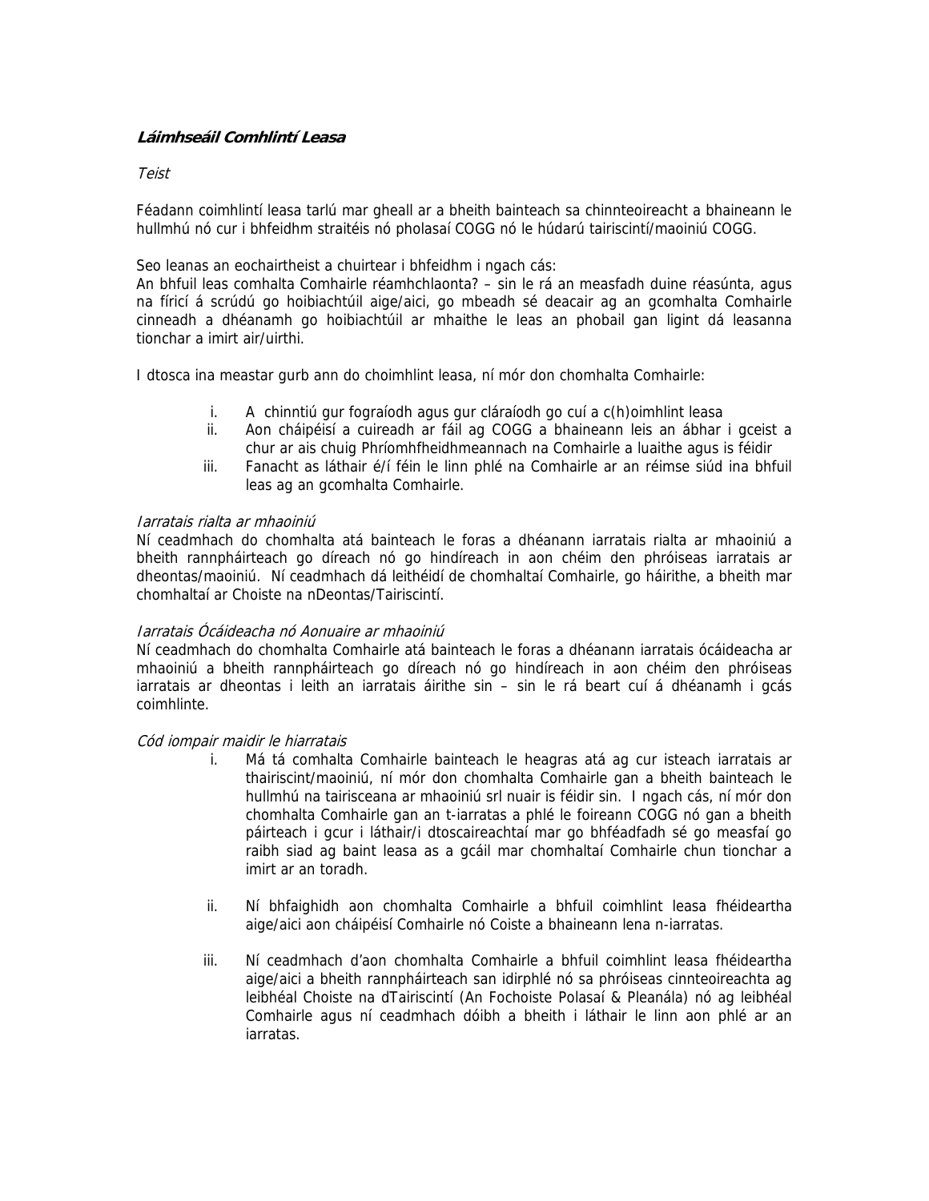***Láimhseáil Comhlintí Leasa***

*Teist*

Féadann coimhlintí leasa tarlú mar gheall ar a bheith bainteach sa chinnteoireacht a bhaineann le hullmhú nó cur i bhfeidhm straitéis nó pholasaí COGG nó le húdarú tairiscintí/maoiniú COGG.

Seo leanas an eochairtheist a chuirtear i bhfeidhm i ngach cás:
An bhfuil leas comhalta Comhairle réamhchlaonta? – sin le rá an measfadh duine réasúnta, agus na fíricí á scrúdú go hoibiachtúil aige/aici, go mbeadh sé deacair ag an gcomhalta Comhairle cinneadh a dhéanamh go hoibiachtúil ar mhaithe le leas an phobail gan ligint dá leasanna tionchar a imirt air/uirthi.

I dtosca ina meastar gurb ann do choimhlint leasa, ní mór don chomhalta Comhairle:

i. A chinntiú gur fograíodh agus gur cláraíodh go cuí a c(h)oimhlint leasa
ii. Aon cháipéisí a cuireadh ar fáil ag COGG a bhaineann leis an ábhar i gceist a chur ar ais chuig Phríomhfheidhmeannach na Comhairle a luaithe agus is féidir
iii. Fanacht as láthair é/í féin le linn phlé na Comhairle ar an réimse siúd ina bhfuil leas ag an gcomhalta Comhairle.

*Iarratais rialta ar mhaoiniú*
Ní ceadmhach do chomhalta atá bainteach le foras a dhéanann iarratais rialta ar mhaoiniú a bheith rannpháirteach go díreach nó go hindíreach in aon chéim den phróiseas iarratais ar dheontas/maoiniú. Ní ceadmhach dá leithéidí de chomhaltaí Comhairle, go háirithe, a bheith mar chomhaltaí ar Choiste na nDeontas/Tairiscintí.

*Iarratais Ócáideacha nó Aonuaire ar mhaoiniú*
Ní ceadmhach do chomhalta Comhairle atá bainteach le foras a dhéanann iarratais ócáideacha ar mhaoiniú a bheith rannpháirteach go díreach nó go hindíreach in aon chéim den phróiseas iarratais ar dheontas i leith an iarratais áirithe sin – sin le rá beart cuí á dhéanamh i gcás coimhlinte.

*Cód iompair maidir le hiarratais*

i. Má tá comhalta Comhairle bainteach le heagras atá ag cur isteach iarratais ar thairiscint/maoiniú, ní mór don chomhalta Comhairle gan a bheith bainteach le hullmhú na tairisceana ar mhaoiniú srl nuair is féidir sin. I ngach cás, ní mór don chomhalta Comhairle gan an t-iarratas a phlé le foireann COGG nó gan a bheith páirteach i gcur i láthair/i dtoscaireachtaí mar go bhféadfadh sé go measfaí go raibh siad ag baint leasa as a gcáil mar chomhaltaí Comhairle chun tionchar a imirt ar an toradh.

ii. Ní bhfaighidh aon chomhalta Comhairle a bhfuil coimhlint leasa fhéideartha aige/aici aon cháipéisí Comhairle nó Coiste a bhaineann lena n-iarratas.

iii. Ní ceadmhach d'aon chomhalta Comhairle a bhfuil coimhlint leasa fhéideartha aige/aici a bheith rannpháirteach san idirphlé nó sa phróiseas cinnteoireachta ag leibhéal Choiste na dTairiscintí (An Fochoiste Polasaí & Pleanála) nó ag leibhéal Comhairle agus ní ceadmhach dóibh a bheith i láthair le linn aon phlé ar an iarratas.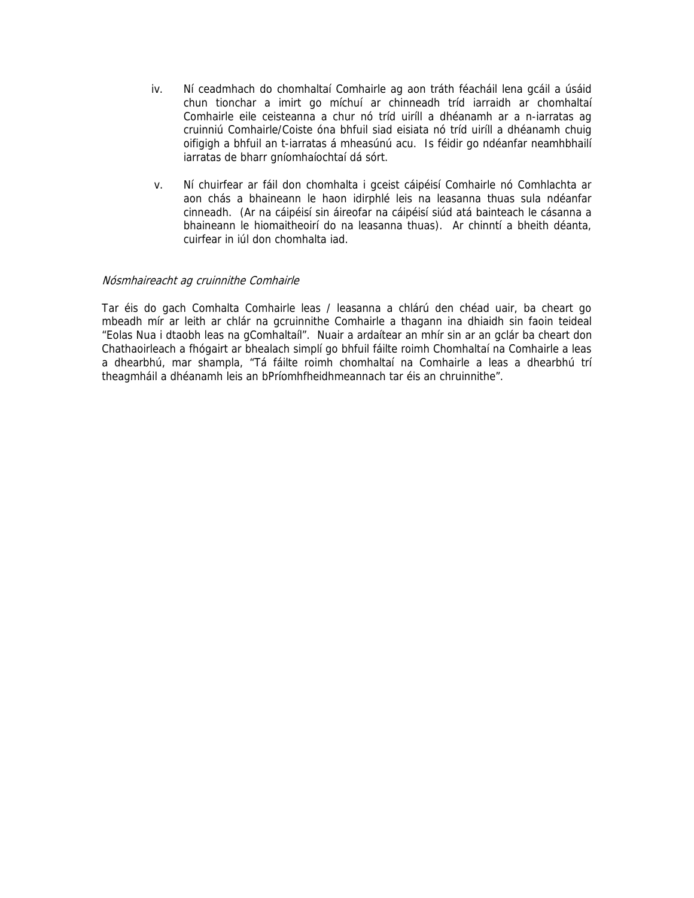iv. Ní ceadmhach do chomhaltaí Comhairle ag aon tráth féacháil lena gcáil a úsáid chun tionchar a imirt go míchuí ar chinneadh tríd iarraidh ar chomhaltaí Comhairle eile ceisteanna a chur nó tríd uiríll a dhéanamh ar a n-iarratas ag cruinniú Comhairle/Coiste óna bhfuil siad eisiata nó tríd uiríll a dhéanamh chuig oifigigh a bhfuil an t-iarratas á mheasúnú acu. Is féidir go ndéanfar neamhbhailí iarratas de bharr gníomhaíochtaí dá sórt.

v. Ní chuirfear ar fáil don chomhalta i gceist cáipéisí Comhairle nó Comhlachta ar aon chás a bhaineann le haon idirphlé leis na leasanna thuas sula ndéanfar cinneadh. (Ar na cáipéisí sin áireofar na cáipéisí siúd atá bainteach le cásanna a bhaineann le hiomaitheoirí do na leasanna thuas). Ar chinntí a bheith déanta, cuirfear in iúl don chomhalta iad.

*Nósmhaireacht ag cruinnithe Comhairle*

Tar éis do gach Comhalta Comhairle leas / leasanna a chlárú den chéad uair, ba cheart go mbeadh mír ar leith ar chlár na gcruinnithe Comhairle a thagann ina dhiaidh sin faoin teideal "Eolas Nua i dtaobh leas na gComhaltaíl". Nuair a ardaítear an mhír sin ar an gclár ba cheart don Chathaoirleach a fhógairt ar bhealach simplí go bhfuil fáilte roimh Chomhaltaí na Comhairle a leas a dhearbhú, mar shampla, "Tá fáilte roimh chomhaltaí na Comhairle a leas a dhearbhú trí theagmháil a dhéanamh leis an bPríomhfheidhmeannach tar éis an chruinnithe".